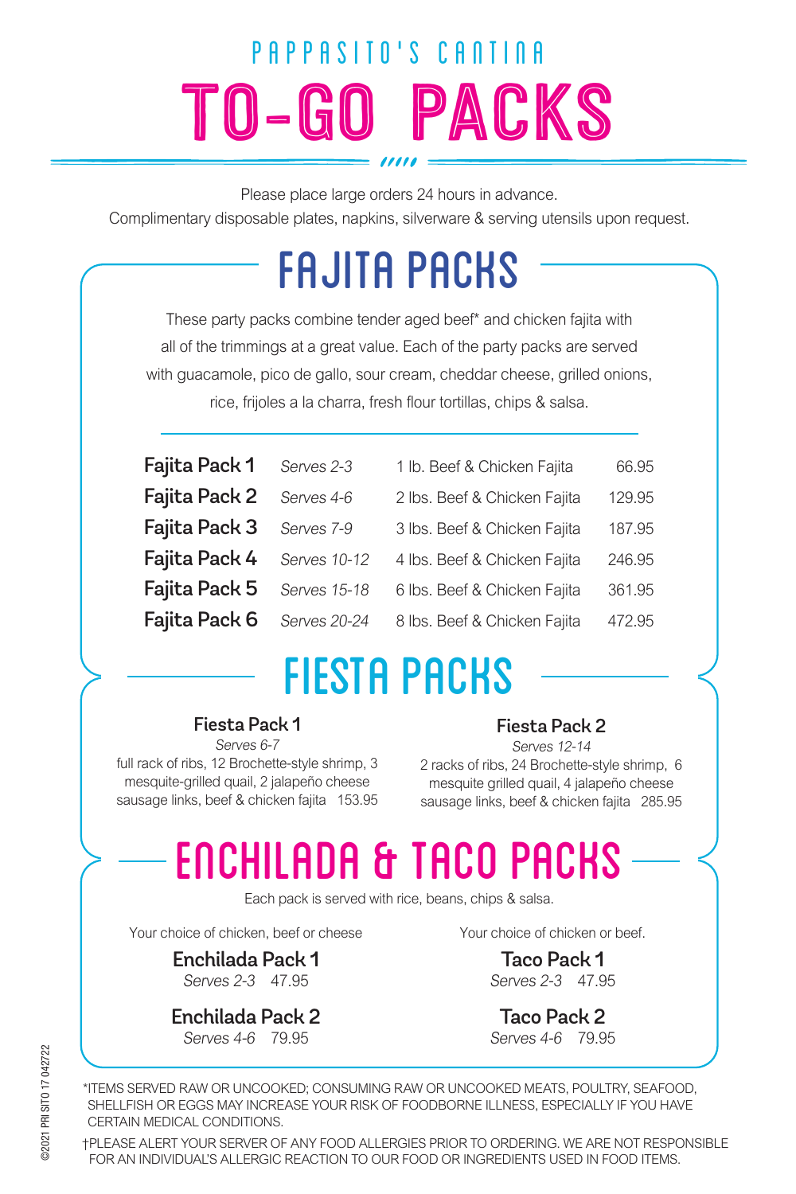# PAPPASITO'S CANTINA

# TO-GO PACKS

Please place large orders 24 hours in advance.
Complimentary disposable plates, napkins, silverware & serving utensils upon request.

## FAJITA PACKS

These party packs combine tender aged beef* and chicken fajita with all of the trimmings at a great value. Each of the party packs are served with guacamole, pico de gallo, sour cream, cheddar cheese, grilled onions, rice, frijoles a la charra, fresh flour tortillas, chips & salsa.

| | | | |
|---|---|---|---|
| **Fajita Pack 1** | *Serves 2-3* | 1 lb. Beef & Chicken Fajita | 66.95 |
| **Fajita Pack 2** | *Serves 4-6* | 2 lbs. Beef & Chicken Fajita | 129.95 |
| **Fajita Pack 3** | *Serves 7-9* | 3 lbs. Beef & Chicken Fajita | 187.95 |
| **Fajita Pack 4** | *Serves 10-12* | 4 lbs. Beef & Chicken Fajita | 246.95 |
| **Fajita Pack 5** | *Serves 15-18* | 6 lbs. Beef & Chicken Fajita | 361.95 |
| **Fajita Pack 6** | *Serves 20-24* | 8 lbs. Beef & Chicken Fajita | 472.95 |

## FIESTA PACKS

**Fiesta Pack 1**
*Serves 6-7*
full rack of ribs, 12 Brochette-style shrimp, 3 mesquite-grilled quail, 2 jalapeño cheese sausage links, beef & chicken fajita 153.95

**Fiesta Pack 2**
*Serves 12-14*
2 racks of ribs, 24 Brochette-style shrimp, 6 mesquite grilled quail, 4 jalapeño cheese sausage links, beef & chicken fajita 285.95

## ENCHILADA & TACO PACKS

Each pack is served with rice, beans, chips & salsa.

Your choice of chicken, beef or cheese

**Enchilada Pack 1**
*Serves 2-3* 47.95

**Enchilada Pack 2**
*Serves 4-6* 79.95

Your choice of chicken or beef.

**Taco Pack 1**
*Serves 2-3* 47.95

**Taco Pack 2**
*Serves 4-6* 79.95

*ITEMS SERVED RAW OR UNCOOKED; CONSUMING RAW OR UNCOOKED MEATS, POULTRY, SEAFOOD, SHELLFISH OR EGGS MAY INCREASE YOUR RISK OF FOODBORNE ILLNESS, ESPECIALLY IF YOU HAVE CERTAIN MEDICAL CONDITIONS.

†PLEASE ALERT YOUR SERVER OF ANY FOOD ALLERGIES PRIOR TO ORDERING. WE ARE NOT RESPONSIBLE FOR AN INDIVIDUAL'S ALLERGIC REACTION TO OUR FOOD OR INGREDIENTS USED IN FOOD ITEMS.

©2021 PRI SITO 17 042722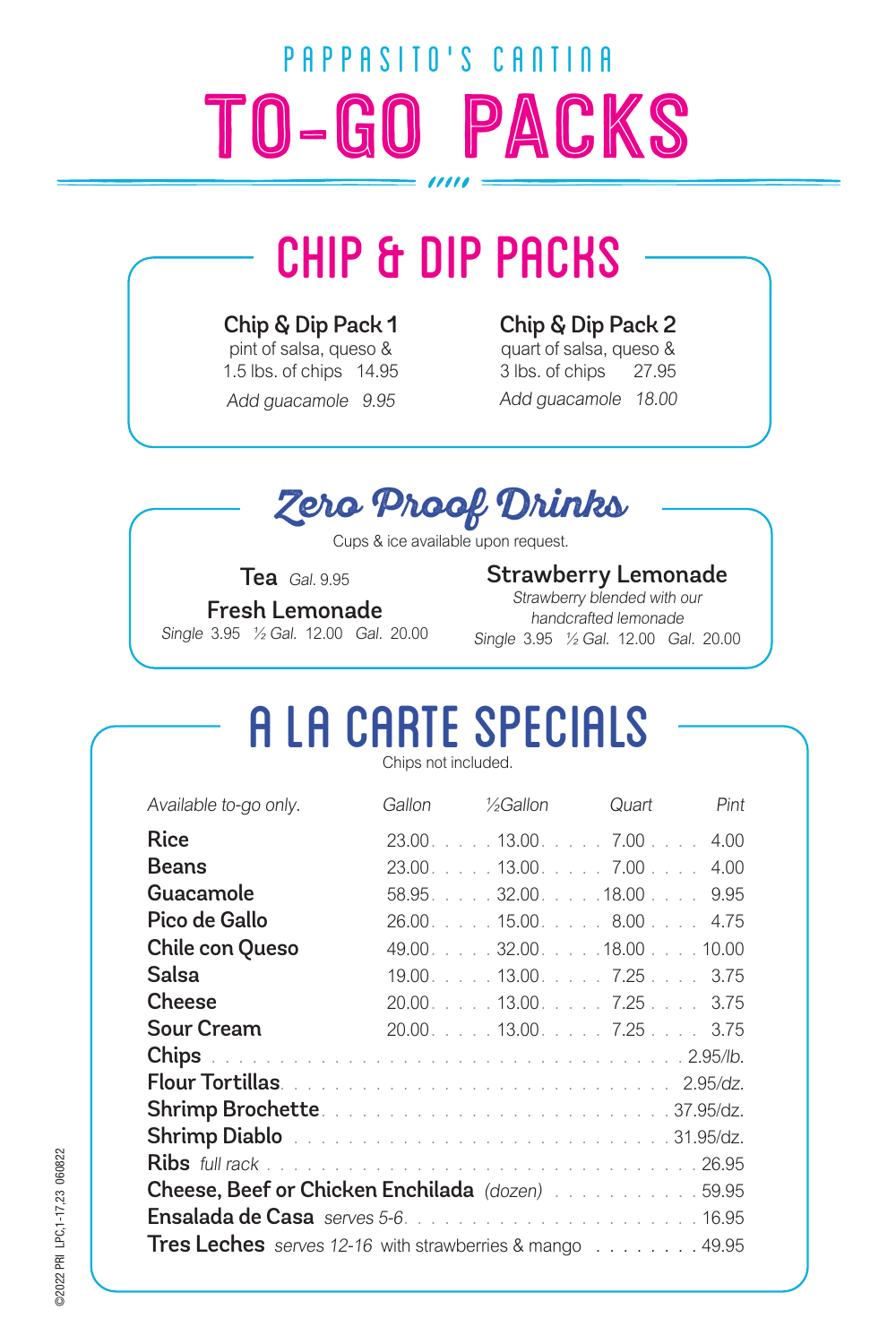PAPPASITO'S CANTINA

# TO-GO PACKS

## CHIP & DIP PACKS

**Chip & Dip Pack 1**
pint of salsa, queso & 1.5 lbs. of chips 14.95
*Add guacamole 9.95*

**Chip & Dip Pack 2**
quart of salsa, queso & 3 lbs. of chips 27.95
*Add guacamole 18.00*

## Zero Proof Drinks

Cups & ice available upon request.

**Tea** *Gal.* 9.95

**Fresh Lemonade**
*Single* 3.95 *½ Gal.* 12.00 *Gal.* 20.00

**Strawberry Lemonade**
*Strawberry blended with our handcrafted lemonade*
*Single* 3.95 *½ Gal.* 12.00 *Gal.* 20.00

## A LA CARTE SPECIALS

Chips not included.

| *Available to-go only.* | *Gallon* | *½Gallon* | *Quart* | *Pint* |
|---|---|---|---|---|
| **Rice** | 23.00 | 13.00 | 7.00 | 4.00 |
| **Beans** | 23.00 | 13.00 | 7.00 | 4.00 |
| **Guacamole** | 58.95 | 32.00 | 18.00 | 9.95 |
| **Pico de Gallo** | 26.00 | 15.00 | 8.00 | 4.75 |
| **Chile con Queso** | 49.00 | 32.00 | 18.00 | 10.00 |
| **Salsa** | 19.00 | 13.00 | 7.25 | 3.75 |
| **Cheese** | 20.00 | 13.00 | 7.25 | 3.75 |
| **Sour Cream** | 20.00 | 13.00 | 7.25 | 3.75 |

**Chips** . . . . . 2.95/lb.
**Flour Tortillas** . . . . . 2.95/dz.
**Shrimp Brochette** . . . . . 37.95/dz.
**Shrimp Diablo** . . . . . 31.95/dz.
**Ribs** *full rack* . . . . . 26.95
**Cheese, Beef or Chicken Enchilada** *(dozen)* . . . . . 59.95
**Ensalada de Casa** *serves 5-6* . . . . . 16.95
**Tres Leches** *serves 12-16* with strawberries & mango . . . . . 49.95

©2022 PRI LPC,1-17,23 060822